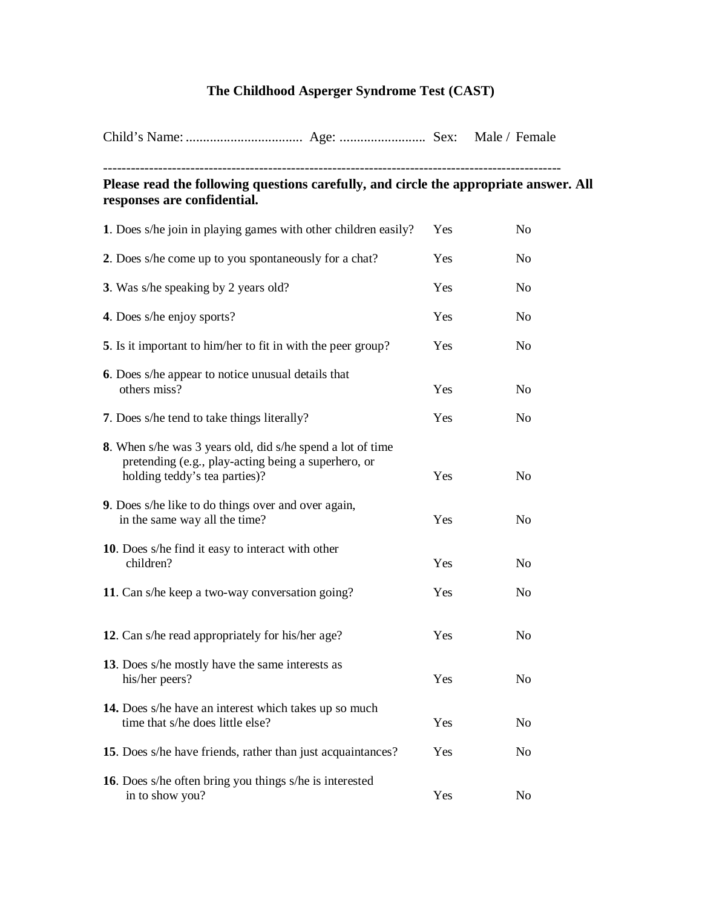# The Childhood Asperger Syndrome Test (CAST)

Child's Name: .................................. Age: ......................... Sex: Male / Female

---

**Please read the following questions carefully, and circle the appropriate answer. All responses are confidential.**

| Question | | |
|---|---|---|
| **1**. Does s/he join in playing games with other children easily? | Yes | No |
| **2**. Does s/he come up to you spontaneously for a chat? | Yes | No |
| **3**. Was s/he speaking by 2 years old? | Yes | No |
| **4**. Does s/he enjoy sports? | Yes | No |
| **5**. Is it important to him/her to fit in with the peer group? | Yes | No |
| **6**. Does s/he appear to notice unusual details that others miss? | Yes | No |
| **7**. Does s/he tend to take things literally? | Yes | No |
| **8**. When s/he was 3 years old, did s/he spend a lot of time pretending (e.g., play-acting being a superhero, or holding teddy's tea parties)? | Yes | No |
| **9**. Does s/he like to do things over and over again, in the same way all the time? | Yes | No |
| **10**. Does s/he find it easy to interact with other children? | Yes | No |
| **11**. Can s/he keep a two-way conversation going? | Yes | No |
| **12**. Can s/he read appropriately for his/her age? | Yes | No |
| **13**. Does s/he mostly have the same interests as his/her peers? | Yes | No |
| **14.** Does s/he have an interest which takes up so much time that s/he does little else? | Yes | No |
| **15**. Does s/he have friends, rather than just acquaintances? | Yes | No |
| **16**. Does s/he often bring you things s/he is interested in to show you? | Yes | No |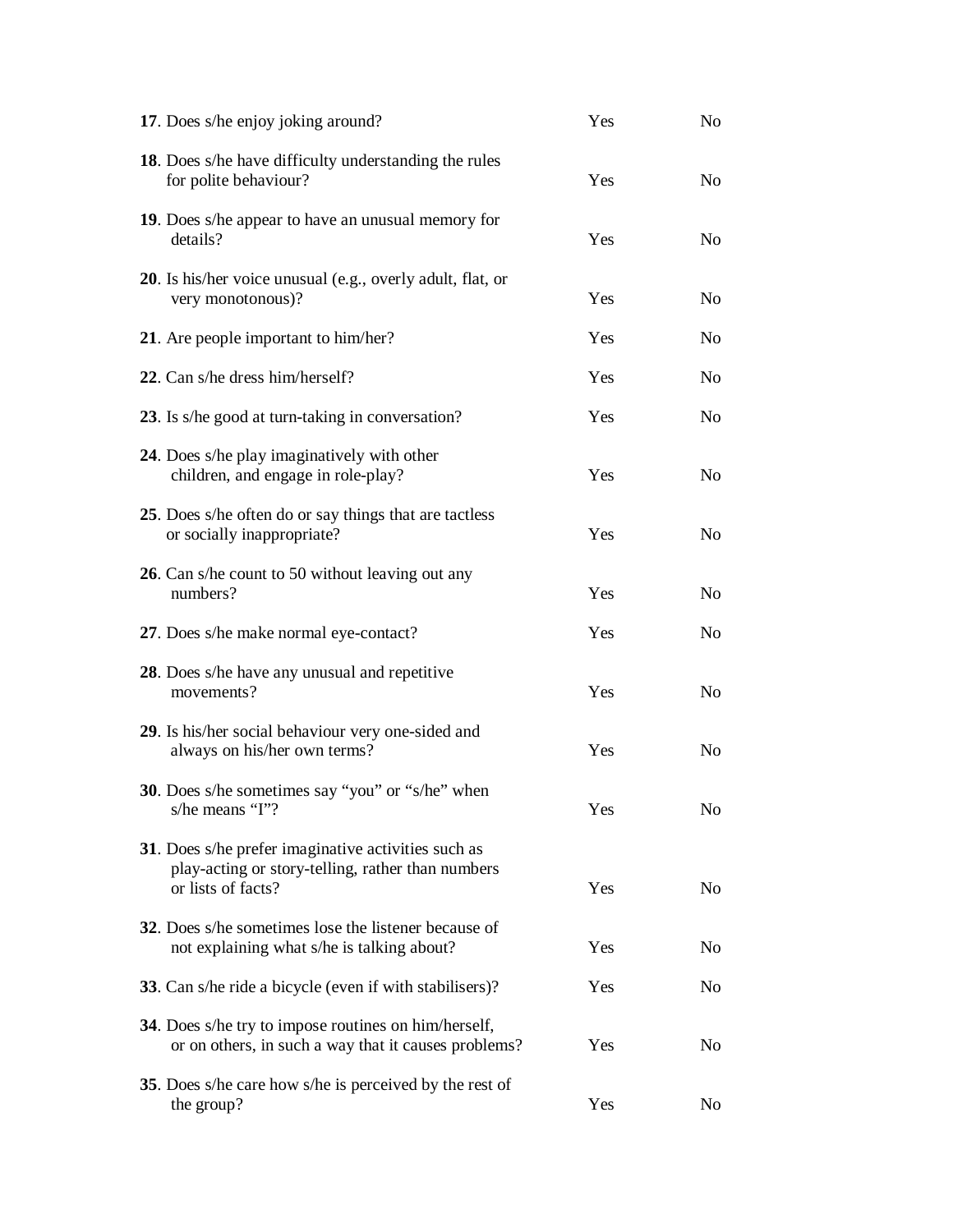**17**. Does s/he enjoy joking around? Yes No

**18**. Does s/he have difficulty understanding the rules for polite behaviour? Yes No

**19**. Does s/he appear to have an unusual memory for details? Yes No

**20**. Is his/her voice unusual (e.g., overly adult, flat, or very monotonous)? Yes No

**21**. Are people important to him/her? Yes No

**22**. Can s/he dress him/herself? Yes No

**23**. Is s/he good at turn-taking in conversation? Yes No

**24**. Does s/he play imaginatively with other children, and engage in role-play? Yes No

**25**. Does s/he often do or say things that are tactless or socially inappropriate? Yes No

**26**. Can s/he count to 50 without leaving out any numbers? Yes No

**27**. Does s/he make normal eye-contact? Yes No

**28**. Does s/he have any unusual and repetitive movements? Yes No

**29**. Is his/her social behaviour very one-sided and always on his/her own terms? Yes No

**30**. Does s/he sometimes say “you” or “s/he” when s/he means “I”? Yes No

**31**. Does s/he prefer imaginative activities such as play-acting or story-telling, rather than numbers or lists of facts? Yes No

**32**. Does s/he sometimes lose the listener because of not explaining what s/he is talking about? Yes No

**33**. Can s/he ride a bicycle (even if with stabilisers)? Yes No

**34**. Does s/he try to impose routines on him/herself, or on others, in such a way that it causes problems? Yes No

**35**. Does s/he care how s/he is perceived by the rest of the group? Yes No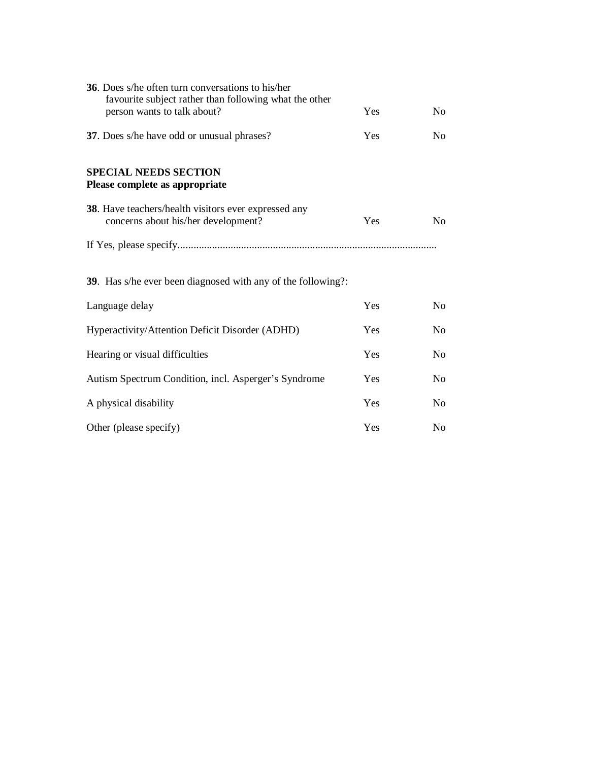**36**. Does s/he often turn conversations to his/her favourite subject rather than following what the other person wants to talk about? Yes No

**37**. Does s/he have odd or unusual phrases? Yes No

**SPECIAL NEEDS SECTION**
**Please complete as appropriate**

**38**. Have teachers/health visitors ever expressed any concerns about his/her development? Yes No

If Yes, please specify...................................................................................................

**39**. Has s/he ever been diagnosed with any of the following?:

| | | |
|---|---|---|
| Language delay | Yes | No |
| Hyperactivity/Attention Deficit Disorder (ADHD) | Yes | No |
| Hearing or visual difficulties | Yes | No |
| Autism Spectrum Condition, incl. Asperger's Syndrome | Yes | No |
| A physical disability | Yes | No |
| Other (please specify) | Yes | No |